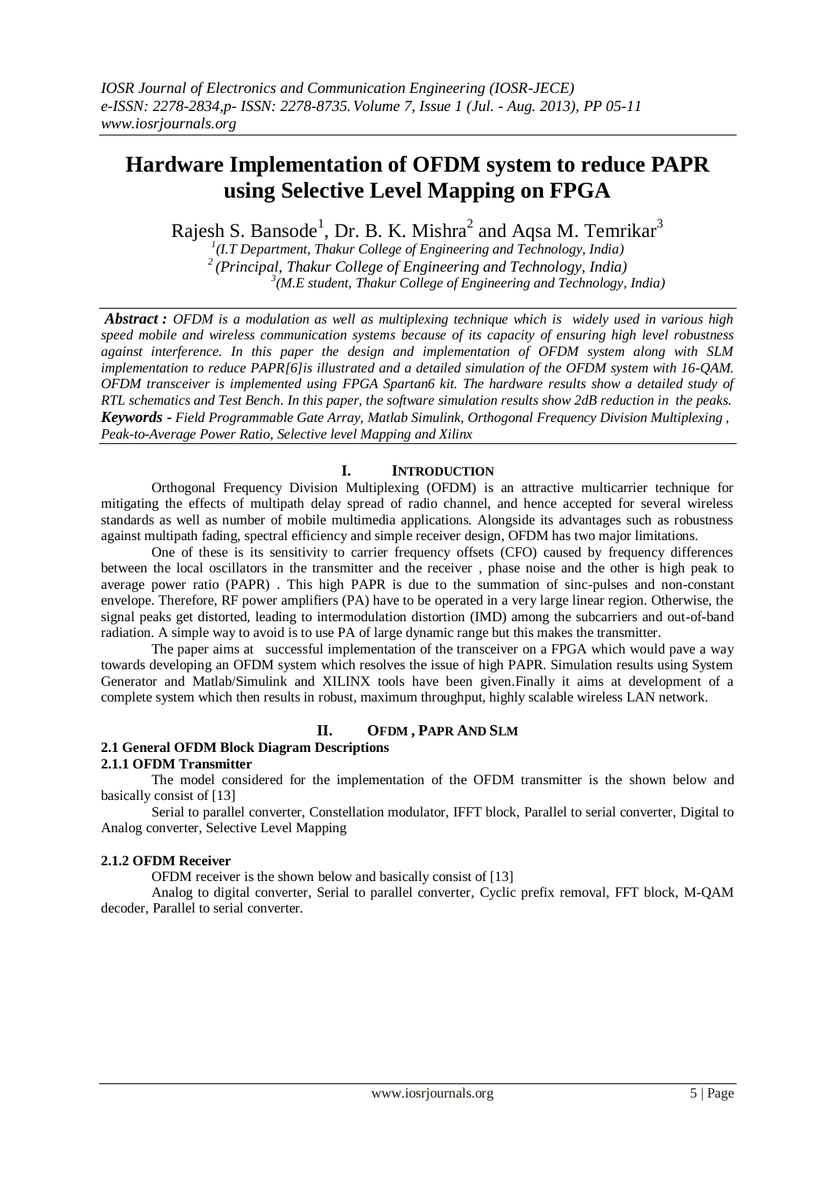# Hardware Implementation of OFDM system to reduce PAPR using Selective Level Mapping on FPGA

Rajesh S. Bansode[1], Dr. B. K. Mishra[2] and Aqsa M. Temrikar[3]

[1](I.T Department, Thakur College of Engineering and Technology, India)
[2](Principal, Thakur College of Engineering and Technology, India)
[3](M.E student, Thakur College of Engineering and Technology, India)

***Abstract :*** *OFDM is a modulation as well as multiplexing technique which is widely used in various high speed mobile and wireless communication systems because of its capacity of ensuring high level robustness against interference. In this paper the design and implementation of OFDM system along with SLM implementation to reduce PAPR[6]is illustrated and a detailed simulation of the OFDM system with 16-QAM. OFDM transceiver is implemented using FPGA Spartan6 kit. The hardware results show a detailed study of RTL schematics and Test Bench. In this paper, the software simulation results show 2dB reduction in the peaks.*

***Keywords** - Field Programmable Gate Array, Matlab Simulink, Orthogonal Frequency Division Multiplexing , Peak-to-Average Power Ratio, Selective level Mapping and Xilinx*

## I. INTRODUCTION

Orthogonal Frequency Division Multiplexing (OFDM) is an attractive multicarrier technique for mitigating the effects of multipath delay spread of radio channel, and hence accepted for several wireless standards as well as number of mobile multimedia applications. Alongside its advantages such as robustness against multipath fading, spectral efficiency and simple receiver design, OFDM has two major limitations.

One of these is its sensitivity to carrier frequency offsets (CFO) caused by frequency differences between the local oscillators in the transmitter and the receiver , phase noise and the other is high peak to average power ratio (PAPR) . This high PAPR is due to the summation of sinc-pulses and non-constant envelope. Therefore, RF power amplifiers (PA) have to be operated in a very large linear region. Otherwise, the signal peaks get distorted, leading to intermodulation distortion (IMD) among the subcarriers and out-of-band radiation. A simple way to avoid is to use PA of large dynamic range but this makes the transmitter.

The paper aims at successful implementation of the transceiver on a FPGA which would pave a way towards developing an OFDM system which resolves the issue of high PAPR. Simulation results using System Generator and Matlab/Simulink and XILINX tools have been given.Finally it aims at development of a complete system which then results in robust, maximum throughput, highly scalable wireless LAN network.

## II. OFDM , PAPR AND SLM

### 2.1 General OFDM Block Diagram Descriptions

#### 2.1.1 OFDM Transmitter

The model considered for the implementation of the OFDM transmitter is the shown below and basically consist of [13]

Serial to parallel converter, Constellation modulator, IFFT block, Parallel to serial converter, Digital to Analog converter, Selective Level Mapping

#### 2.1.2 OFDM Receiver

OFDM receiver is the shown below and basically consist of [13]

Analog to digital converter, Serial to parallel converter, Cyclic prefix removal, FFT block, M-QAM decoder, Parallel to serial converter.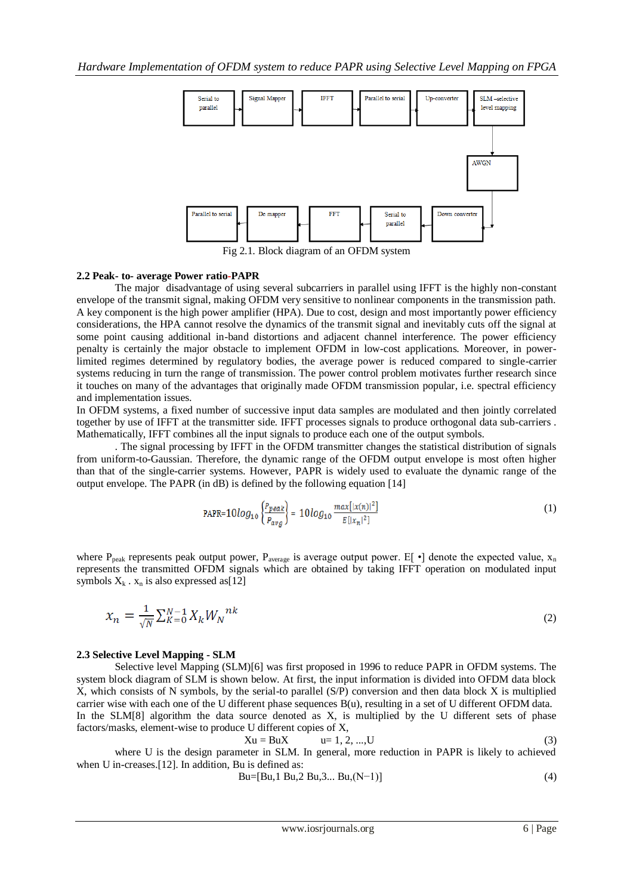Fig 2.1. Block diagram of an OFDM system

### 2.2 Peak- to- average Power ratio-PAPR

The major disadvantage of using several subcarriers in parallel using IFFT is the highly non-constant envelope of the transmit signal, making OFDM very sensitive to nonlinear components in the transmission path. A key component is the high power amplifier (HPA). Due to cost, design and most importantly power efficiency considerations, the HPA cannot resolve the dynamics of the transmit signal and inevitably cuts off the signal at some point causing additional in-band distortions and adjacent channel interference. The power efficiency penalty is certainly the major obstacle to implement OFDM in low-cost applications. Moreover, in power-limited regimes determined by regulatory bodies, the average power is reduced compared to single-carrier systems reducing in turn the range of transmission. The power control problem motivates further research since it touches on many of the advantages that originally made OFDM transmission popular, i.e. spectral efficiency and implementation issues.

In OFDM systems, a fixed number of successive input data samples are modulated and then jointly correlated together by use of IFFT at the transmitter side. IFFT processes signals to produce orthogonal data sub-carriers . Mathematically, IFFT combines all the input signals to produce each one of the output symbols.

. The signal processing by IFFT in the OFDM transmitter changes the statistical distribution of signals from uniform-to-Gaussian. Therefore, the dynamic range of the OFDM output envelope is most often higher than that of the single-carrier systems. However, PAPR is widely used to evaluate the dynamic range of the output envelope. The PAPR (in dB) is defined by the following equation [14]

$$\text{PAPR}=10log_{10}\left\{\frac{P_{peak}}{P_{avg}}\right\} = 10log_{10}\frac{max[|x(n)|^2]}{E[|x_n|^2]} \tag{1}$$

where $P_{peak}$ represents peak output power, $P_{average}$ is average output power. E[ •] denote the expected value, $x_n$ represents the transmitted OFDM signals which are obtained by taking IFFT operation on modulated input symbols $X_k$ . $x_n$ is also expressed as[12]

$$x_n = \frac{1}{\sqrt{N}}\sum_{K=0}^{N-1} X_k W_N{}^{nk} \tag{2}$$

### 2.3 Selective Level Mapping - SLM

Selective level Mapping (SLM)[6] was first proposed in 1996 to reduce PAPR in OFDM systems. The system block diagram of SLM is shown below. At first, the input information is divided into OFDM data block X, which consists of N symbols, by the serial-to parallel (S/P) conversion and then data block X is multiplied carrier wise with each one of the U different phase sequences B(u), resulting in a set of U different OFDM data. In the SLM[8] algorithm the data source denoted as X, is multiplied by the U different sets of phase factors/masks, element-wise to produce U different copies of X,

$$\text{Xu} = \text{BuX} \qquad \text{u}= 1, 2, ...,\text{U} \tag{3}$$

where U is the design parameter in SLM. In general, more reduction in PAPR is likely to achieved when U in-creases.[12]. In addition, Bu is defined as:

$$\text{Bu}=[\text{Bu},1\ \text{Bu},2\ \text{Bu},3...\ \text{Bu},(\text{N}-1)] \tag{4}$$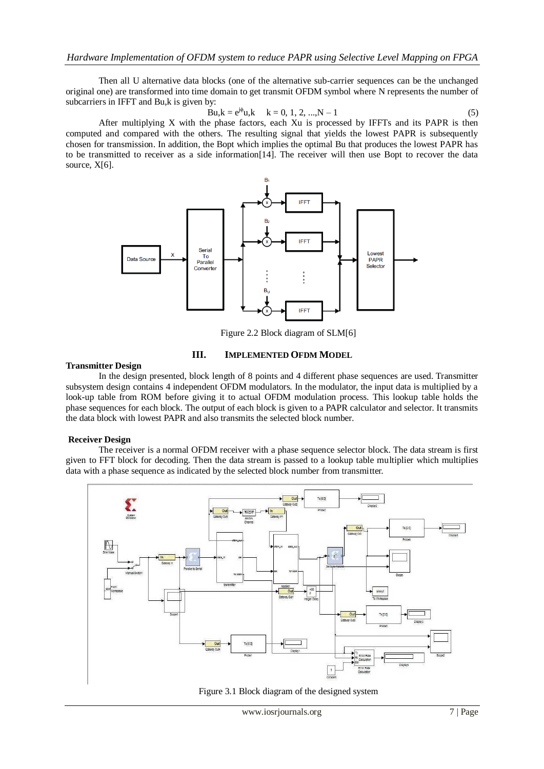Then all U alternative data blocks (one of the alternative sub-carrier sequences can be the unchanged original one) are transformed into time domain to get transmit OFDM symbol where N represents the number of subcarriers in IFFT and Bu,k is given by:

$$B_{u,k} = e^{j\phi_{u,k}} \quad k = 0, 1, 2, ..., N-1 \tag{5}$$

After multiplying X with the phase factors, each Xu is processed by IFFTs and its PAPR is then computed and compared with the others. The resulting signal that yields the lowest PAPR is subsequently chosen for transmission. In addition, the Bopt which implies the optimal Bu that produces the lowest PAPR has to be transmitted to receiver as a side information[14]. The receiver will then use Bopt to recover the data source, X[6].

Figure 2.2 Block diagram of SLM[6]

## III. IMPLEMENTED OFDM MODEL

**Transmitter Design**

In the design presented, block length of 8 points and 4 different phase sequences are used. Transmitter subsystem design contains 4 independent OFDM modulators. In the modulator, the input data is multiplied by a look-up table from ROM before giving it to actual OFDM modulation process. This lookup table holds the phase sequences for each block. The output of each block is given to a PAPR calculator and selector. It transmits the data block with lowest PAPR and also transmits the selected block number.

**Receiver Design**

The receiver is a normal OFDM receiver with a phase sequence selector block. The data stream is first given to FFT block for decoding. Then the data stream is passed to a lookup table multiplier which multiplies data with a phase sequence as indicated by the selected block number from transmitter.

Figure 3.1 Block diagram of the designed system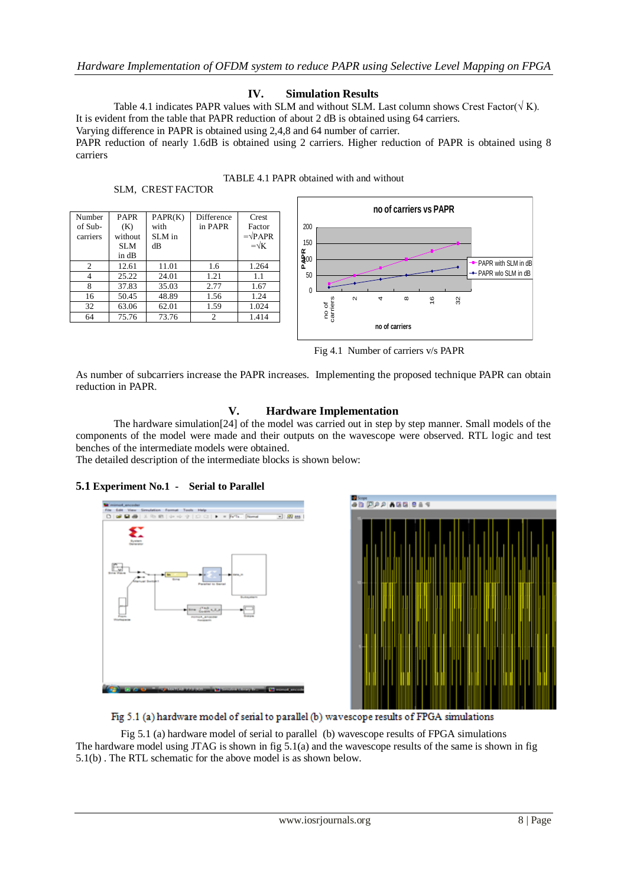## IV. Simulation Results

Table 4.1 indicates PAPR values with SLM and without SLM. Last column shows Crest Factor(√ K).
It is evident from the table that PAPR reduction of about 2 dB is obtained using 64 carriers.
Varying difference in PAPR is obtained using 2,4,8 and 64 number of carrier.
PAPR reduction of nearly 1.6dB is obtained using 2 carriers. Higher reduction of PAPR is obtained using 8 carriers

TABLE 4.1 PAPR obtained with and without SLM, CREST FACTOR

| Number of Sub-carriers | PAPR (K) without SLM in dB | PAPR(K) with SLM in dB | Difference in PAPR | Crest Factor =√PAPR =√K |
|---|---|---|---|---|
| 2 | 12.61 | 11.01 | 1.6 | 1.264 |
| 4 | 25.22 | 24.01 | 1.21 | 1.1 |
| 8 | 37.83 | 35.03 | 2.77 | 1.67 |
| 16 | 50.45 | 48.89 | 1.56 | 1.24 |
| 32 | 63.06 | 62.01 | 1.59 | 1.024 |
| 64 | 75.76 | 73.76 | 2 | 1.414 |

Fig 4.1 Number of carriers v/s PAPR

As number of subcarriers increase the PAPR increases. Implementing the proposed technique PAPR can obtain reduction in PAPR.

## V. Hardware Implementation

The hardware simulation[24] of the model was carried out in step by step manner. Small models of the components of the model were made and their outputs on the wavescope were observed. RTL logic and test benches of the intermediate models were obtained.
The detailed description of the intermediate blocks is shown below:

### 5.1 Experiment No.1 - Serial to Parallel

Fig 5.1 (a) hardware model of serial to parallel (b) wavescope results of FPGA simulations

Fig 5.1 (a) hardware model of serial to parallel (b) wavescope results of FPGA simulations
The hardware model using JTAG is shown in fig 5.1(a) and the wavescope results of the same is shown in fig 5.1(b) . The RTL schematic for the above model is as shown below.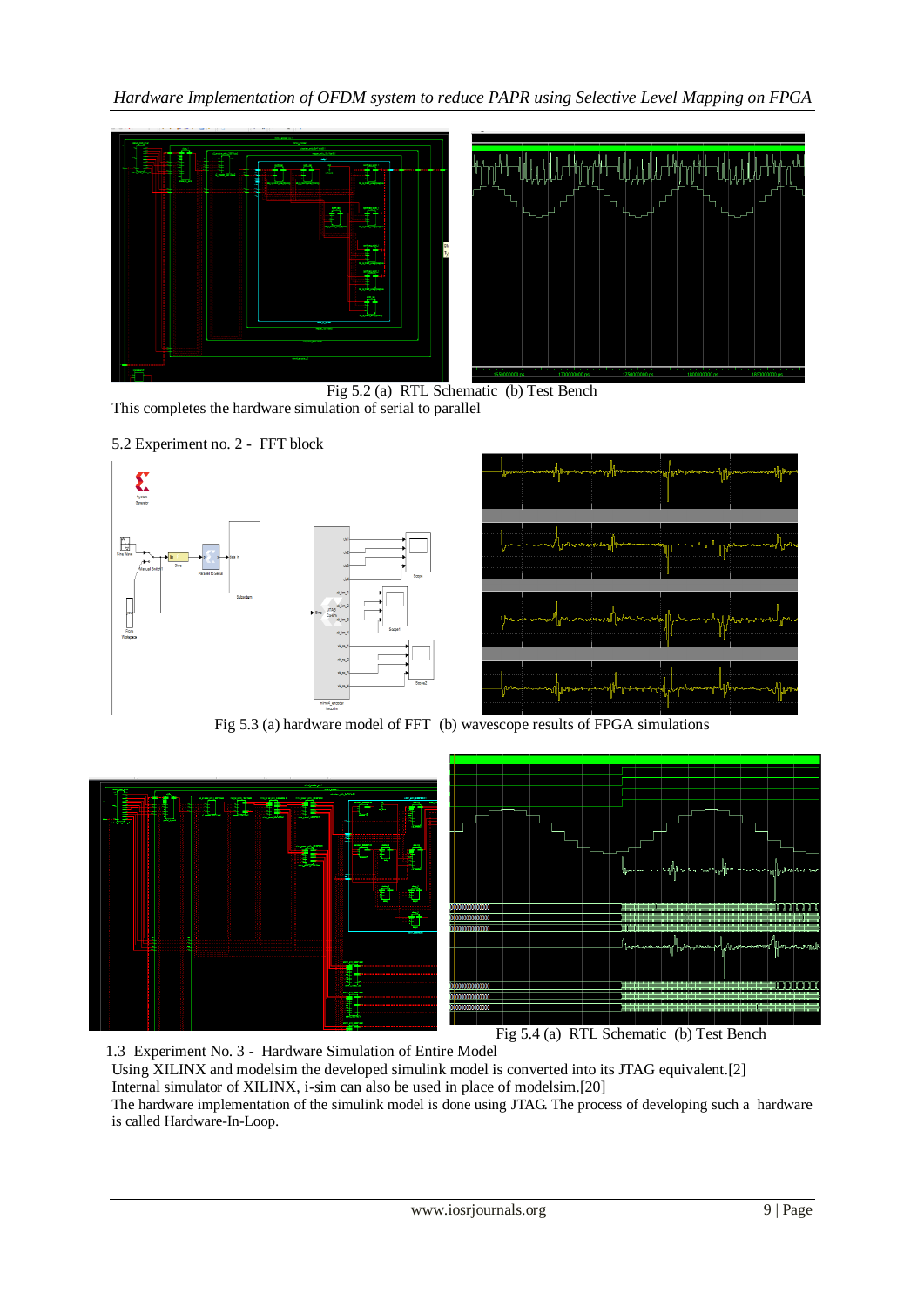Fig 5.2 (a) RTL Schematic (b) Test Bench

This completes the hardware simulation of serial to parallel

5.2 Experiment no. 2 - FFT block

Fig 5.3 (a) hardware model of FFT (b) wavescope results of FPGA simulations

Fig 5.4 (a) RTL Schematic (b) Test Bench

1.3 Experiment No. 3 - Hardware Simulation of Entire Model

Using XILINX and modelsim the developed simulink model is converted into its JTAG equivalent.[2]

Internal simulator of XILINX, i-sim can also be used in place of modelsim.[20]

The hardware implementation of the simulink model is done using JTAG. The process of developing such a hardware is called Hardware-In-Loop.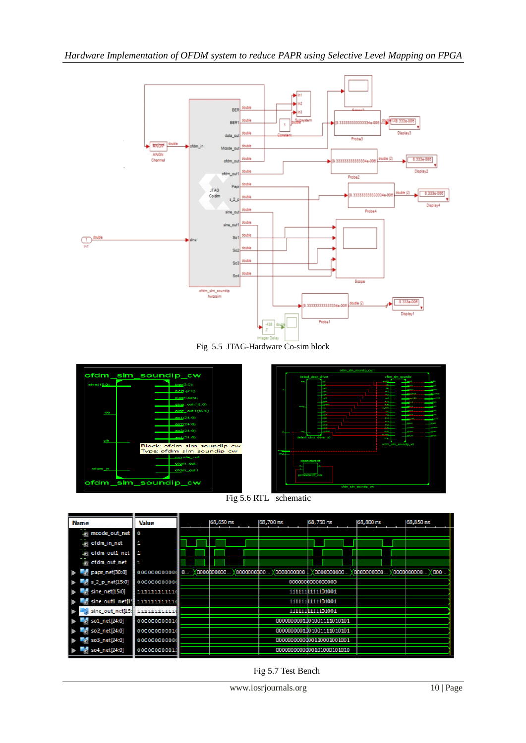Fig 5.5 JTAG-Hardware Co-sim block

Fig 5.6 RTL schematic

Fig 5.7 Test Bench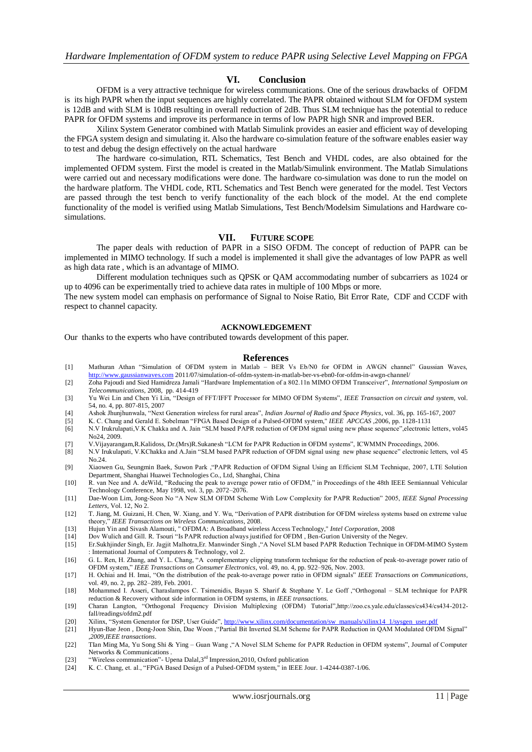## VI. Conclusion

OFDM is a very attractive technique for wireless communications. One of the serious drawbacks of OFDM is its high PAPR when the input sequences are highly correlated. The PAPR obtained without SLM for OFDM system is 12dB and with SLM is 10dB resulting in overall reduction of 2dB. Thus SLM technique has the potential to reduce PAPR for OFDM systems and improve its performance in terms of low PAPR high SNR and improved BER.

Xilinx System Generator combined with Matlab Simulink provides an easier and efficient way of developing the FPGA system design and simulating it. Also the hardware co-simulation feature of the software enables easier way to test and debug the design effectively on the actual hardware

The hardware co-simulation, RTL Schematics, Test Bench and VHDL codes, are also obtained for the implemented OFDM system. First the model is created in the Matlab/Simulink environment. The Matlab Simulations were carried out and necessary modifications were done. The hardware co-simulation was done to run the model on the hardware platform. The VHDL code, RTL Schematics and Test Bench were generated for the model. Test Vectors are passed through the test bench to verify functionality of the each block of the model. At the end complete functionality of the model is verified using Matlab Simulations, Test Bench/Modelsim Simulations and Hardware co-simulations.

## VII. FUTURE SCOPE

The paper deals with reduction of PAPR in a SISO OFDM. The concept of reduction of PAPR can be implemented in MIMO technology. If such a model is implemented it shall give the advantages of low PAPR as well as high data rate , which is an advantage of MIMO.

Different modulation techniques such as QPSK or QAM accommodating number of subcarriers as 1024 or up to 4096 can be experimentally tried to achieve data rates in multiple of 100 Mbps or more.

The new system model can emphasis on performance of Signal to Noise Ratio, Bit Error Rate, CDF and CCDF with respect to channel capacity.

### ACKNOWLEDGEMENT

Our thanks to the experts who have contributed towards development of this paper.

## References

[1] Mathuran Athan "Simulation of OFDM system in Matlab – BER Vs Eb/N0 for OFDM in AWGN channel" Gaussian Waves, http://www.gaussianwaves.com 2011/07/simulation-of-ofdm-system-in-matlab-ber-vs-ebn0-for-ofdm-in-awgn-channel/

[2] Zoha Pajoudi and Sied Hamidreza Jamali "Hardware Implementation of a 802.11n MIMO OFDM Transceiver", *International Symposium on Telecommunications*, 2008, pp. 414-419

[3] Yu Wei Lin and Chen Yi Lin, "Design of FFT/IFFT Processor for MIMO OFDM Systems", *IEEE Transaction on circuit and system*, vol. 54, no. 4, pp. 807-815, 2007

[4] Ashok Jhunjhunwala, "Next Generation wireless for rural areas", *Indian Journal of Radio and Space Physics*, vol. 36, pp. 165-167, 2007

[5] K. C. Chang and Gerald E. Sobelman "FPGA Based Design of a Pulsed-OFDM system," *IEEE APCCAS* ,2006, pp. 1128-1131

[6] N.V Irukrulapati,V.K Chakka and A. Jain "SLM based PAPR reduction of OFDM signal using new phase sequence",electronic letters, vol45 No24, 2009.

[7] V.Vijayarangam,R.Kalidoss, Dr.(Mrs)R.Sukanesh "LCM for PAPR Reduction in OFDM systems", ICWMMN Proceedings, 2006.

[8] N.V Irukulapati, V.KChakka and A.Jain "SLM based PAPR reduction of OFDM signal using new phase sequence" electronic letters, vol 45 No.24.

[9] Xiaowen Gu, Seungmin Baek, Suwon Park ,"PAPR Reduction of OFDM Signal Using an Efficient SLM Technique, 2007, LTE Solution Department, Shanghai Huawei Technologies Co., Ltd, Shanghai, China

[10] R. van Nee and A. deWild, "Reducing the peak to average power ratio of OFDM," in Proceedings of the 48th IEEE Semiannual Vehicular Technology Conference, May 1998, vol. 3, pp. 2072–2076.

[11] Dae-Woon Lim, Jong-Seon No "A New SLM OFDM Scheme With Low Complexity for PAPR Reduction" 2005, *IEEE Signal Processing Letters*, Vol. 12, No 2.

[12] T. Jiang, M. Guizani, H. Chen, W. Xiang, and Y. Wu, "Derivation of PAPR distribution for OFDM wireless systems based on extreme value theory," *IEEE Transactions on Wireless Communications*, 2008.

[13] Hujun Yin and Sivash Alamouti, " OFDMA: A Broadband wireless Access Technology," *Intel Corporation*, 2008

[14] Dov Wulich and Gill. R. Tsouri "Is PAPR reduction always justified for OFDM , Ben-Gurion University of the Negev.

[15] Er.Sukhjinder Singh, Er. Jagjit Malhotra,Er. Manwinder Singh ,"A Novel SLM based PAPR Reduction Technique in OFDM-MIMO System : International Journal of Computers & Technology, vol 2.

[16] G. L. Ren, H. Zhang, and Y. L. Chang, "A complementary clipping transform technique for the reduction of peak-to-average power ratio of OFDM system," *IEEE Transactions on Consumer Electronics*, vol. 49, no. 4, pp. 922–926, Nov. 2003.

[17] H. Ochiai and H. Imai, "On the distribution of the peak-to-average power ratio in OFDM signals" *IEEE Transactions on Communications*, vol. 49, no. 2, pp. 282–289, Feb. 2001.

[18] Mohammed I. Asseri, Charaslampos C. Tsimenidis, Bayan S. Sharif & Stephane Y. Le Goff ,"Orthogonal – SLM technique for PAPR reduction & Recovery without side information in OFDM systems, in *IEEE transactions.*

[19] Charan Langton, "Orthogonal Frequency Division Multiplexing (OFDM) Tutorial",http://zoo.cs.yale.edu/classes/cs434/cs434-2012-fall/readings/ofdm2.pdf

[20] Xilinx, "System Generator for DSP, User Guide", http://www.xilinx.com/documentation/sw_manuals/xilinx14_1/sysgen_user.pdf

[21] Hyun-Bae Jeon , Dong-Joon Shin, Dae Woon ,"Partial Bit Inverted SLM Scheme for PAPR Reduction in QAM Modulated OFDM Signal" *,2009,IEEE transactions*.

[22] TIan Ming Ma, Yu Song Shi & Ying – Guan Wang ,"A Novel SLM Scheme for PAPR Reduction in OFDM systems", Journal of Computer Networks & Communications .

[23] "Wireless communication"- Upena Dalal,3rd Impression,2010, Oxford publication

[24] K. C. Chang, et. al., "FPGA Based Design of a Pulsed-OFDM system," in IEEE Jour. 1-4244-0387-1/06.